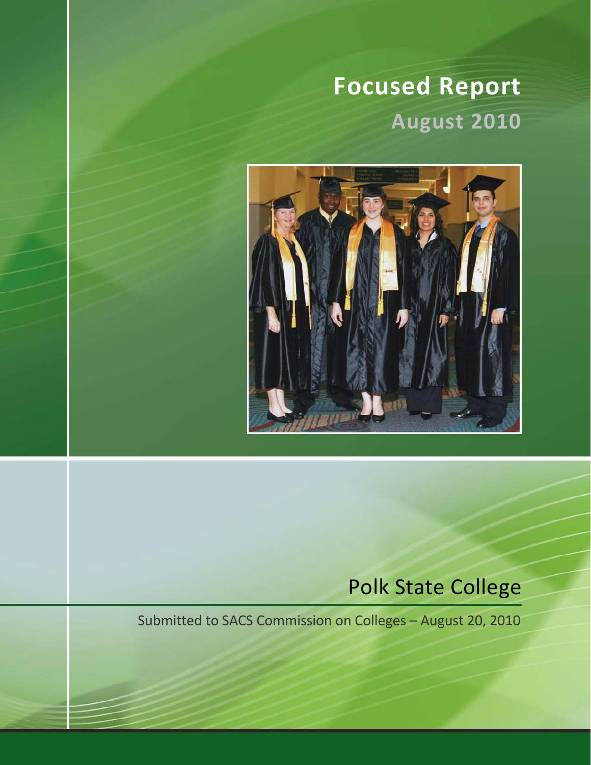# Focused Report

## August 2010

# Polk State College

Submitted to SACS Commission on Colleges – August 20, 2010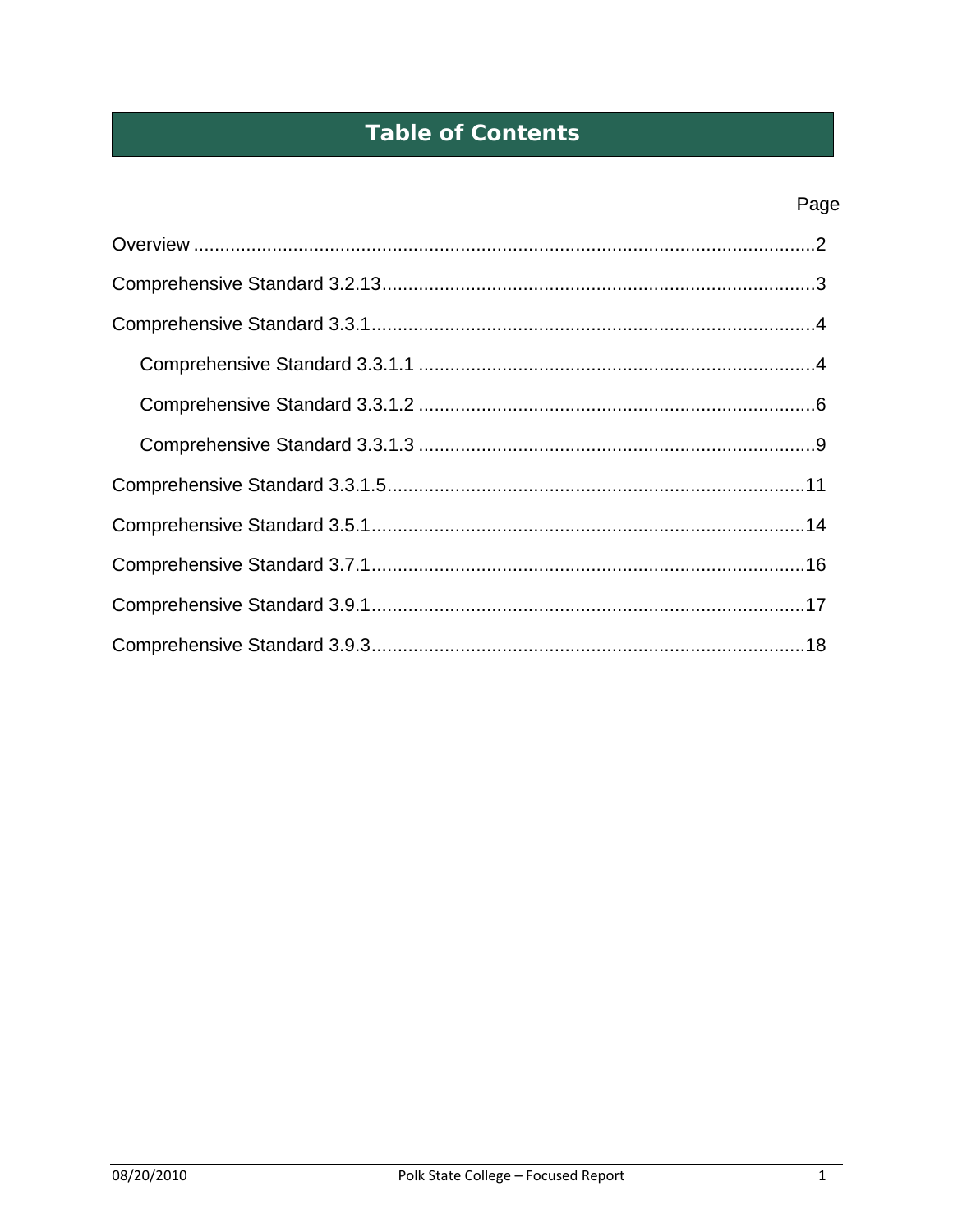# Table of Contents

| | Page |
|---|---|
| Overview | 2 |
| Comprehensive Standard 3.2.13 | 3 |
| Comprehensive Standard 3.3.1 | 4 |
| Comprehensive Standard 3.3.1.1 | 4 |
| Comprehensive Standard 3.3.1.2 | 6 |
| Comprehensive Standard 3.3.1.3 | 9 |
| Comprehensive Standard 3.3.1.5 | 11 |
| Comprehensive Standard 3.5.1 | 14 |
| Comprehensive Standard 3.7.1 | 16 |
| Comprehensive Standard 3.9.1 | 17 |
| Comprehensive Standard 3.9.3 | 18 |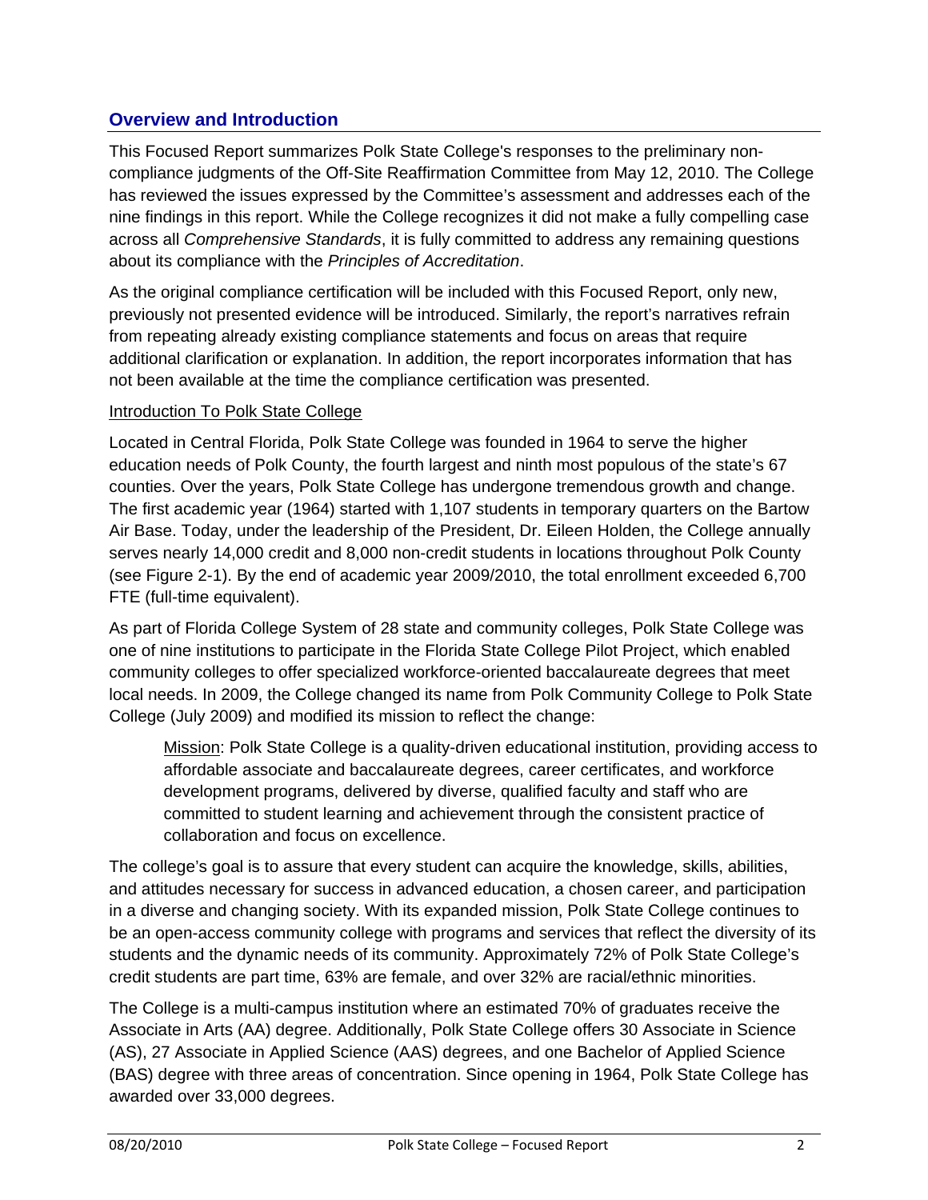## Overview and Introduction

This Focused Report summarizes Polk State College's responses to the preliminary non-compliance judgments of the Off-Site Reaffirmation Committee from May 12, 2010. The College has reviewed the issues expressed by the Committee's assessment and addresses each of the nine findings in this report. While the College recognizes it did not make a fully compelling case across all *Comprehensive Standards*, it is fully committed to address any remaining questions about its compliance with the *Principles of Accreditation*.

As the original compliance certification will be included with this Focused Report, only new, previously not presented evidence will be introduced. Similarly, the report's narratives refrain from repeating already existing compliance statements and focus on areas that require additional clarification or explanation. In addition, the report incorporates information that has not been available at the time the compliance certification was presented.

<u>Introduction To Polk State College</u>

Located in Central Florida, Polk State College was founded in 1964 to serve the higher education needs of Polk County, the fourth largest and ninth most populous of the state's 67 counties. Over the years, Polk State College has undergone tremendous growth and change. The first academic year (1964) started with 1,107 students in temporary quarters on the Bartow Air Base. Today, under the leadership of the President, Dr. Eileen Holden, the College annually serves nearly 14,000 credit and 8,000 non-credit students in locations throughout Polk County (see Figure 2-1). By the end of academic year 2009/2010, the total enrollment exceeded 6,700 FTE (full-time equivalent).

As part of Florida College System of 28 state and community colleges, Polk State College was one of nine institutions to participate in the Florida State College Pilot Project, which enabled community colleges to offer specialized workforce-oriented baccalaureate degrees that meet local needs. In 2009, the College changed its name from Polk Community College to Polk State College (July 2009) and modified its mission to reflect the change:

> <u>Mission</u>: Polk State College is a quality-driven educational institution, providing access to affordable associate and baccalaureate degrees, career certificates, and workforce development programs, delivered by diverse, qualified faculty and staff who are committed to student learning and achievement through the consistent practice of collaboration and focus on excellence.

The college's goal is to assure that every student can acquire the knowledge, skills, abilities, and attitudes necessary for success in advanced education, a chosen career, and participation in a diverse and changing society. With its expanded mission, Polk State College continues to be an open-access community college with programs and services that reflect the diversity of its students and the dynamic needs of its community. Approximately 72% of Polk State College's credit students are part time, 63% are female, and over 32% are racial/ethnic minorities.

The College is a multi-campus institution where an estimated 70% of graduates receive the Associate in Arts (AA) degree. Additionally, Polk State College offers 30 Associate in Science (AS), 27 Associate in Applied Science (AAS) degrees, and one Bachelor of Applied Science (BAS) degree with three areas of concentration. Since opening in 1964, Polk State College has awarded over 33,000 degrees.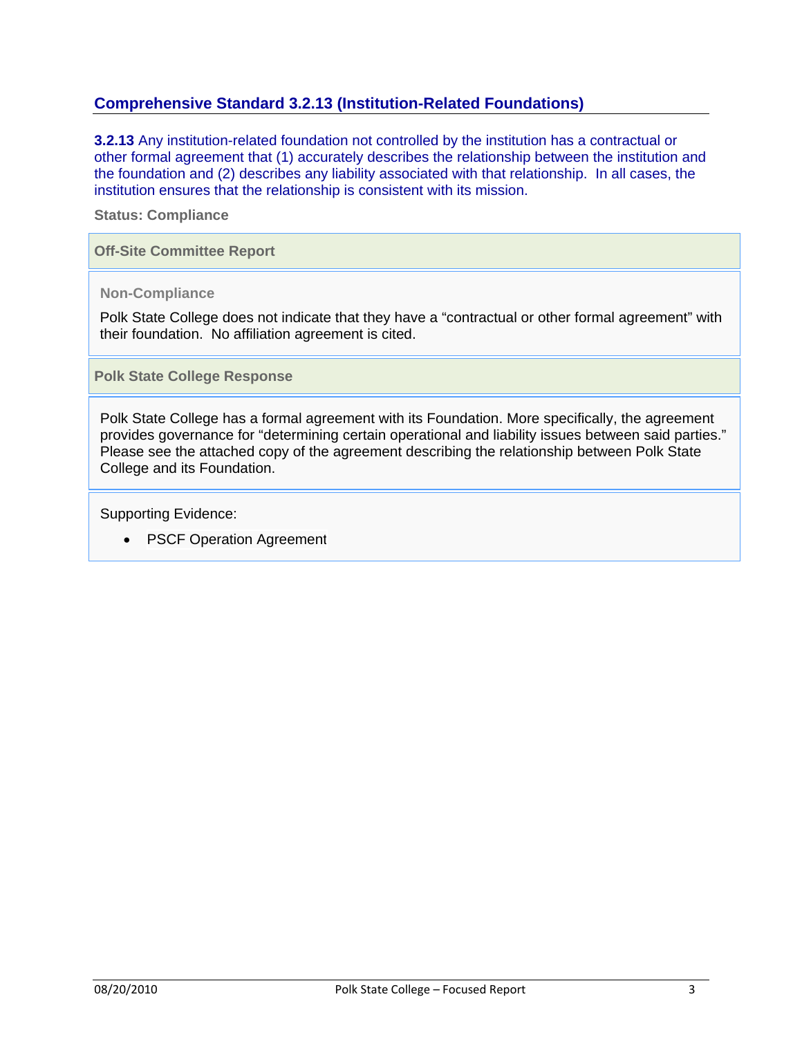## Comprehensive Standard 3.2.13 (Institution-Related Foundations)

**3.2.13** Any institution-related foundation not controlled by the institution has a contractual or other formal agreement that (1) accurately describes the relationship between the institution and the foundation and (2) describes any liability associated with that relationship. In all cases, the institution ensures that the relationship is consistent with its mission.

**Status: Compliance**

**Off-Site Committee Report**

**Non-Compliance**

Polk State College does not indicate that they have a "contractual or other formal agreement" with their foundation. No affiliation agreement is cited.

**Polk State College Response**

Polk State College has a formal agreement with its Foundation. More specifically, the agreement provides governance for "determining certain operational and liability issues between said parties." Please see the attached copy of the agreement describing the relationship between Polk State College and its Foundation.

Supporting Evidence:

- PSCF Operation Agreement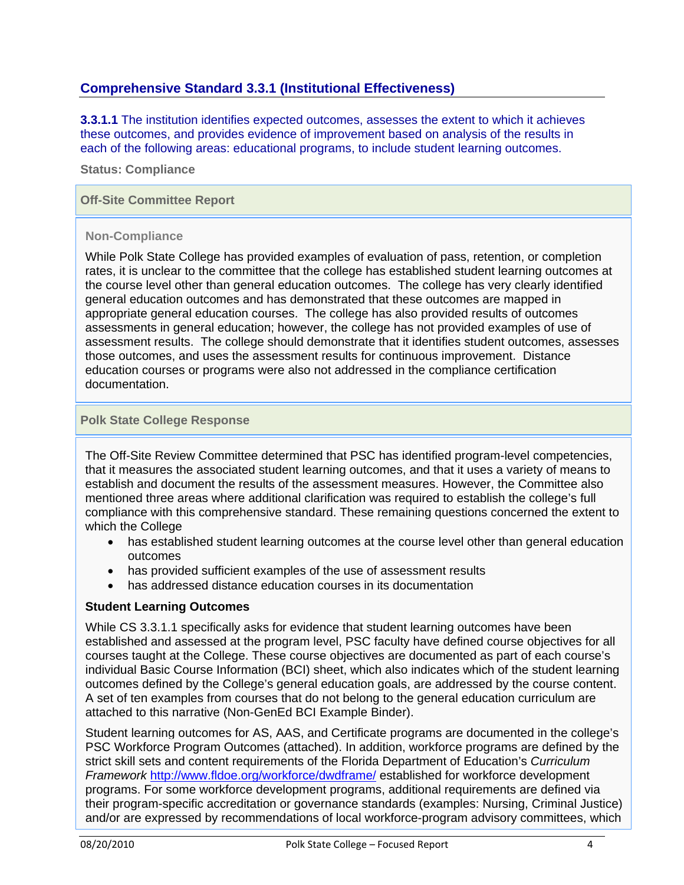## Comprehensive Standard 3.3.1 (Institutional Effectiveness)

**3.3.1.1** The institution identifies expected outcomes, assesses the extent to which it achieves these outcomes, and provides evidence of improvement based on analysis of the results in each of the following areas: educational programs, to include student learning outcomes.

**Status: Compliance**

### Off-Site Committee Report

**Non-Compliance**

While Polk State College has provided examples of evaluation of pass, retention, or completion rates, it is unclear to the committee that the college has established student learning outcomes at the course level other than general education outcomes. The college has very clearly identified general education outcomes and has demonstrated that these outcomes are mapped in appropriate general education courses. The college has also provided results of outcomes assessments in general education; however, the college has not provided examples of use of assessment results. The college should demonstrate that it identifies student outcomes, assesses those outcomes, and uses the assessment results for continuous improvement. Distance education courses or programs were also not addressed in the compliance certification documentation.

### Polk State College Response

The Off-Site Review Committee determined that PSC has identified program-level competencies, that it measures the associated student learning outcomes, and that it uses a variety of means to establish and document the results of the assessment measures. However, the Committee also mentioned three areas where additional clarification was required to establish the college's full compliance with this comprehensive standard. These remaining questions concerned the extent to which the College

- has established student learning outcomes at the course level other than general education outcomes
- has provided sufficient examples of the use of assessment results
- has addressed distance education courses in its documentation

**Student Learning Outcomes**

While CS 3.3.1.1 specifically asks for evidence that student learning outcomes have been established and assessed at the program level, PSC faculty have defined course objectives for all courses taught at the College. These course objectives are documented as part of each course's individual Basic Course Information (BCI) sheet, which also indicates which of the student learning outcomes defined by the College's general education goals, are addressed by the course content. A set of ten examples from courses that do not belong to the general education curriculum are attached to this narrative (Non-GenEd BCI Example Binder).

Student learning outcomes for AS, AAS, and Certificate programs are documented in the college's PSC Workforce Program Outcomes (attached). In addition, workforce programs are defined by the strict skill sets and content requirements of the Florida Department of Education's *Curriculum Framework* http://www.fldoe.org/workforce/dwdframe/ established for workforce development programs. For some workforce development programs, additional requirements are defined via their program-specific accreditation or governance standards (examples: Nursing, Criminal Justice) and/or are expressed by recommendations of local workforce-program advisory committees, which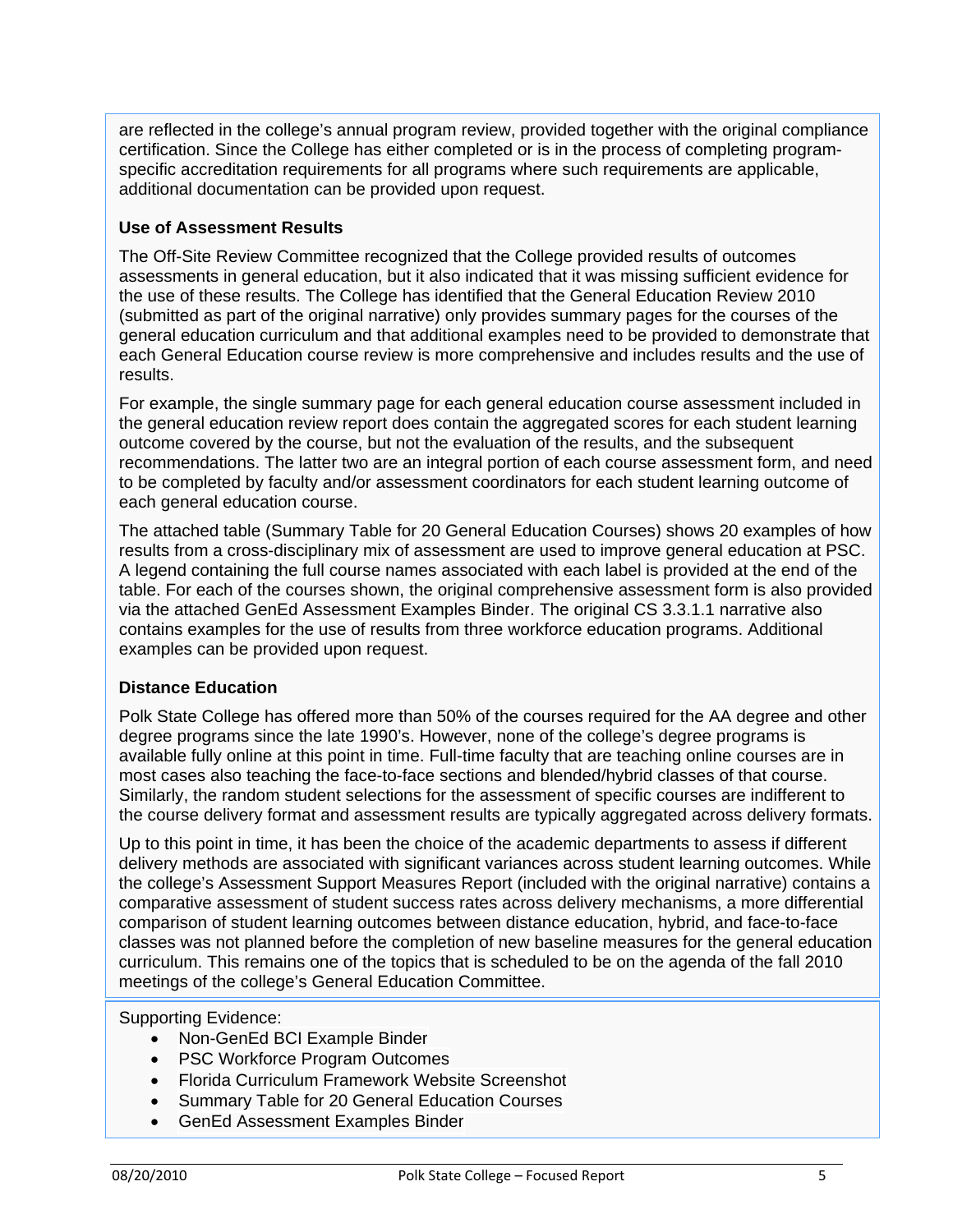are reflected in the college's annual program review, provided together with the original compliance certification. Since the College has either completed or is in the process of completing program-specific accreditation requirements for all programs where such requirements are applicable, additional documentation can be provided upon request.

**Use of Assessment Results**

The Off-Site Review Committee recognized that the College provided results of outcomes assessments in general education, but it also indicated that it was missing sufficient evidence for the use of these results. The College has identified that the General Education Review 2010 (submitted as part of the original narrative) only provides summary pages for the courses of the general education curriculum and that additional examples need to be provided to demonstrate that each General Education course review is more comprehensive and includes results and the use of results.

For example, the single summary page for each general education course assessment included in the general education review report does contain the aggregated scores for each student learning outcome covered by the course, but not the evaluation of the results, and the subsequent recommendations. The latter two are an integral portion of each course assessment form, and need to be completed by faculty and/or assessment coordinators for each student learning outcome of each general education course.

The attached table (Summary Table for 20 General Education Courses) shows 20 examples of how results from a cross-disciplinary mix of assessment are used to improve general education at PSC. A legend containing the full course names associated with each label is provided at the end of the table. For each of the courses shown, the original comprehensive assessment form is also provided via the attached GenEd Assessment Examples Binder. The original CS 3.3.1.1 narrative also contains examples for the use of results from three workforce education programs. Additional examples can be provided upon request.

**Distance Education**

Polk State College has offered more than 50% of the courses required for the AA degree and other degree programs since the late 1990's. However, none of the college's degree programs is available fully online at this point in time. Full-time faculty that are teaching online courses are in most cases also teaching the face-to-face sections and blended/hybrid classes of that course. Similarly, the random student selections for the assessment of specific courses are indifferent to the course delivery format and assessment results are typically aggregated across delivery formats.

Up to this point in time, it has been the choice of the academic departments to assess if different delivery methods are associated with significant variances across student learning outcomes. While the college's Assessment Support Measures Report (included with the original narrative) contains a comparative assessment of student success rates across delivery mechanisms, a more differential comparison of student learning outcomes between distance education, hybrid, and face-to-face classes was not planned before the completion of new baseline measures for the general education curriculum. This remains one of the topics that is scheduled to be on the agenda of the fall 2010 meetings of the college's General Education Committee.

Supporting Evidence:

- Non-GenEd BCI Example Binder
- PSC Workforce Program Outcomes
- Florida Curriculum Framework Website Screenshot
- Summary Table for 20 General Education Courses
- GenEd Assessment Examples Binder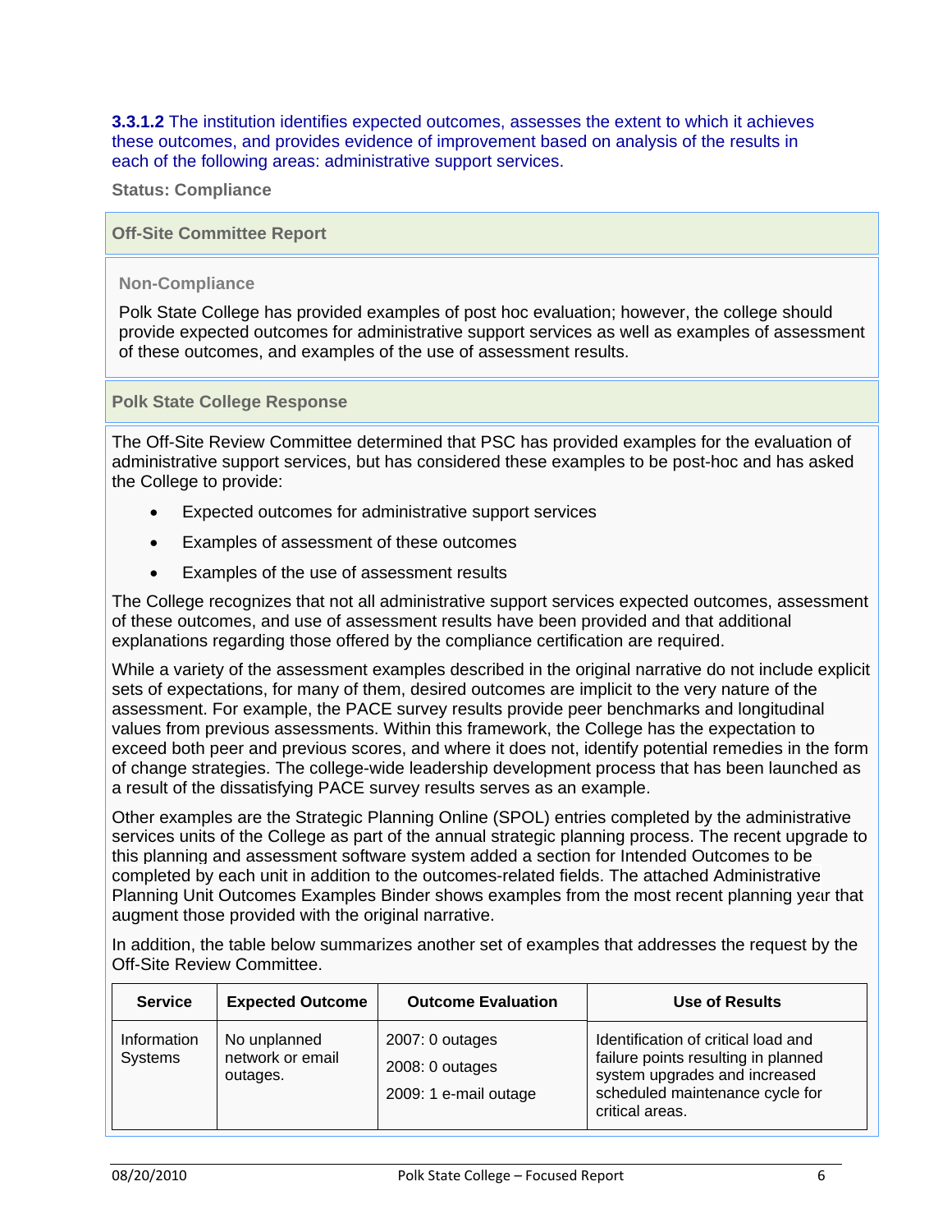**3.3.1.2** The institution identifies expected outcomes, assesses the extent to which it achieves these outcomes, and provides evidence of improvement based on analysis of the results in each of the following areas: administrative support services.

**Status: Compliance**

**Off-Site Committee Report**

**Non-Compliance**

Polk State College has provided examples of post hoc evaluation; however, the college should provide expected outcomes for administrative support services as well as examples of assessment of these outcomes, and examples of the use of assessment results.

**Polk State College Response**

The Off-Site Review Committee determined that PSC has provided examples for the evaluation of administrative support services, but has considered these examples to be post-hoc and has asked the College to provide:

- Expected outcomes for administrative support services
- Examples of assessment of these outcomes
- Examples of the use of assessment results

The College recognizes that not all administrative support services expected outcomes, assessment of these outcomes, and use of assessment results have been provided and that additional explanations regarding those offered by the compliance certification are required.

While a variety of the assessment examples described in the original narrative do not include explicit sets of expectations, for many of them, desired outcomes are implicit to the very nature of the assessment. For example, the PACE survey results provide peer benchmarks and longitudinal values from previous assessments. Within this framework, the College has the expectation to exceed both peer and previous scores, and where it does not, identify potential remedies in the form of change strategies. The college-wide leadership development process that has been launched as a result of the dissatisfying PACE survey results serves as an example.

Other examples are the Strategic Planning Online (SPOL) entries completed by the administrative services units of the College as part of the annual strategic planning process. The recent upgrade to this planning and assessment software system added a section for Intended Outcomes to be completed by each unit in addition to the outcomes-related fields. The attached Administrative Planning Unit Outcomes Examples Binder shows examples from the most recent planning year that augment those provided with the original narrative.

In addition, the table below summarizes another set of examples that addresses the request by the Off-Site Review Committee.

| Service | Expected Outcome | Outcome Evaluation | Use of Results |
|---|---|---|---|
| Information Systems | No unplanned network or email outages. | 2007: 0 outages<br>2008: 0 outages<br>2009: 1 e-mail outage | Identification of critical load and failure points resulting in planned system upgrades and increased scheduled maintenance cycle for critical areas. |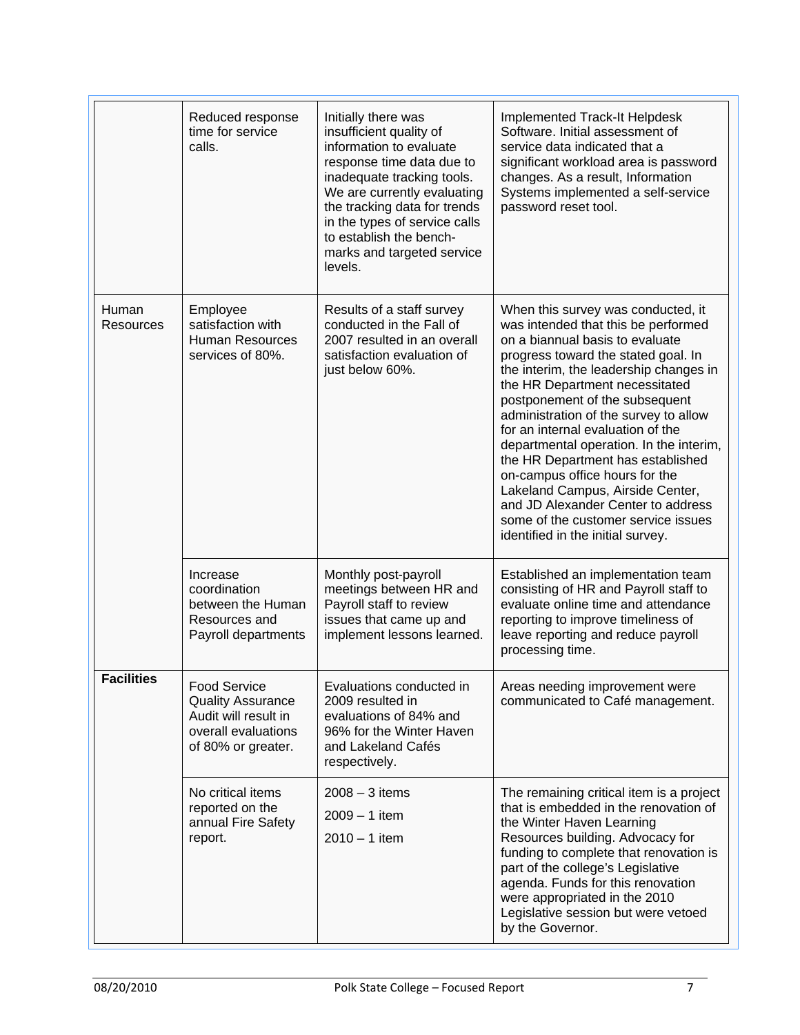| | | | |
|---|---|---|---|
| | Reduced response time for service calls. | Initially there was insufficient quality of information to evaluate response time data due to inadequate tracking tools. We are currently evaluating the tracking data for trends in the types of service calls to establish the bench-marks and targeted service levels. | Implemented Track-It Helpdesk Software. Initial assessment of service data indicated that a significant workload area is password changes. As a result, Information Systems implemented a self-service password reset tool. |
| Human Resources | Employee satisfaction with Human Resources services of 80%. | Results of a staff survey conducted in the Fall of 2007 resulted in an overall satisfaction evaluation of just below 60%. | When this survey was conducted, it was intended that this be performed on a biannual basis to evaluate progress toward the stated goal. In the interim, the leadership changes in the HR Department necessitated postponement of the subsequent administration of the survey to allow for an internal evaluation of the departmental operation. In the interim, the HR Department has established on-campus office hours for the Lakeland Campus, Airside Center, and JD Alexander Center to address some of the customer service issues identified in the initial survey. |
| | Increase coordination between the Human Resources and Payroll departments | Monthly post-payroll meetings between HR and Payroll staff to review issues that came up and implement lessons learned. | Established an implementation team consisting of HR and Payroll staff to evaluate online time and attendance reporting to improve timeliness of leave reporting and reduce payroll processing time. |
| **Facilities** | Food Service Quality Assurance Audit will result in overall evaluations of 80% or greater. | Evaluations conducted in 2009 resulted in evaluations of 84% and 96% for the Winter Haven and Lakeland Cafés respectively. | Areas needing improvement were communicated to Café management. |
| | No critical items reported on the annual Fire Safety report. | 2008 – 3 items<br>2009 – 1 item<br>2010 – 1 item | The remaining critical item is a project that is embedded in the renovation of the Winter Haven Learning Resources building. Advocacy for funding to complete that renovation is part of the college's Legislative agenda. Funds for this renovation were appropriated in the 2010 Legislative session but were vetoed by the Governor. |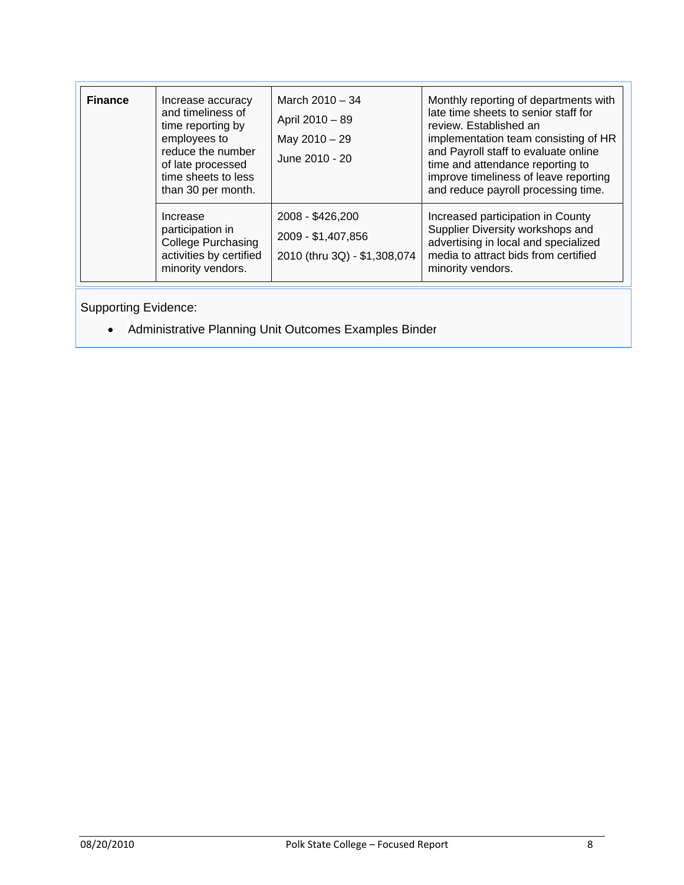| **Finance** | Increase accuracy and timeliness of time reporting by employees to reduce the number of late processed time sheets to less than 30 per month. | March 2010 – 34<br>April 2010 – 89<br>May 2010 – 29<br>June 2010 - 20 | Monthly reporting of departments with late time sheets to senior staff for review. Established an implementation team consisting of HR and Payroll staff to evaluate online time and attendance reporting to improve timeliness of leave reporting and reduce payroll processing time. |
|---|---|---|---|
| | Increase participation in College Purchasing activities by certified minority vendors. | 2008 - $426,200<br>2009 - $1,407,856<br>2010 (thru 3Q) - $1,308,074 | Increased participation in County Supplier Diversity workshops and advertising in local and specialized media to attract bids from certified minority vendors. |

Supporting Evidence:

- Administrative Planning Unit Outcomes Examples Binder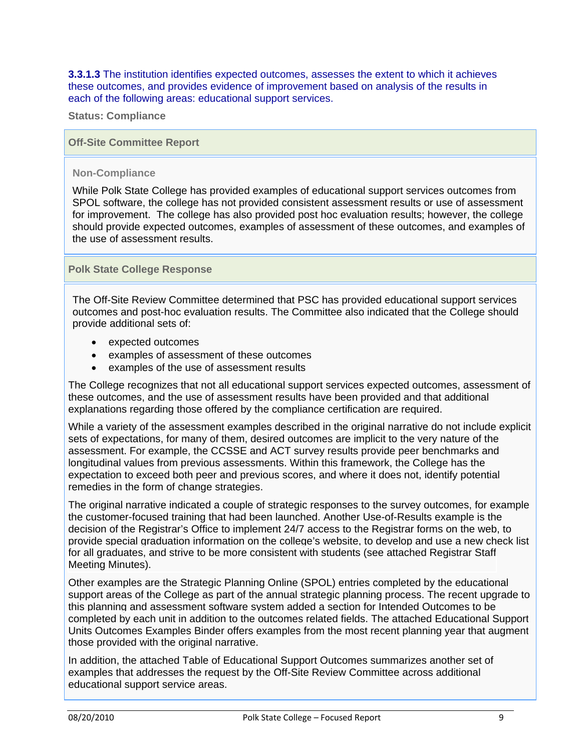**3.3.1.3** The institution identifies expected outcomes, assesses the extent to which it achieves these outcomes, and provides evidence of improvement based on analysis of the results in each of the following areas: educational support services.

**Status: Compliance**

### Off-Site Committee Report

**Non-Compliance**

While Polk State College has provided examples of educational support services outcomes from SPOL software, the college has not provided consistent assessment results or use of assessment for improvement. The college has also provided post hoc evaluation results; however, the college should provide expected outcomes, examples of assessment of these outcomes, and examples of the use of assessment results.

### Polk State College Response

The Off-Site Review Committee determined that PSC has provided educational support services outcomes and post-hoc evaluation results. The Committee also indicated that the College should provide additional sets of:

- expected outcomes
- examples of assessment of these outcomes
- examples of the use of assessment results

The College recognizes that not all educational support services expected outcomes, assessment of these outcomes, and the use of assessment results have been provided and that additional explanations regarding those offered by the compliance certification are required.

While a variety of the assessment examples described in the original narrative do not include explicit sets of expectations, for many of them, desired outcomes are implicit to the very nature of the assessment. For example, the CCSSE and ACT survey results provide peer benchmarks and longitudinal values from previous assessments. Within this framework, the College has the expectation to exceed both peer and previous scores, and where it does not, identify potential remedies in the form of change strategies.

The original narrative indicated a couple of strategic responses to the survey outcomes, for example the customer-focused training that had been launched. Another Use-of-Results example is the decision of the Registrar's Office to implement 24/7 access to the Registrar forms on the web, to provide special graduation information on the college's website, to develop and use a new check list for all graduates, and strive to be more consistent with students (see attached Registrar Staff Meeting Minutes).

Other examples are the Strategic Planning Online (SPOL) entries completed by the educational support areas of the College as part of the annual strategic planning process. The recent upgrade to this planning and assessment software system added a section for Intended Outcomes to be completed by each unit in addition to the outcomes related fields. The attached Educational Support Units Outcomes Examples Binder offers examples from the most recent planning year that augment those provided with the original narrative.

In addition, the attached Table of Educational Support Outcomes summarizes another set of examples that addresses the request by the Off-Site Review Committee across additional educational support service areas.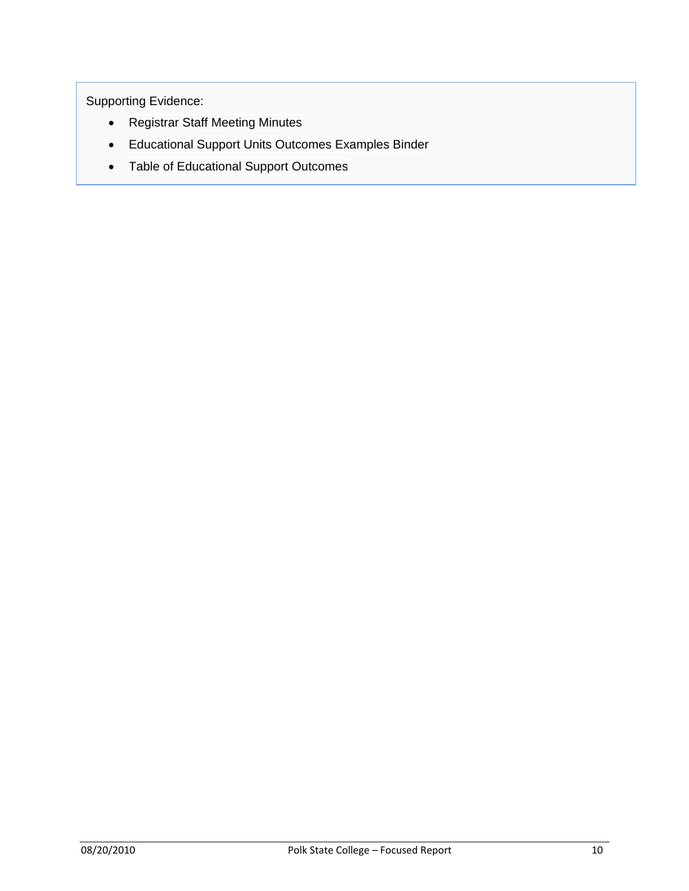Supporting Evidence:

- Registrar Staff Meeting Minutes
- Educational Support Units Outcomes Examples Binder
- Table of Educational Support Outcomes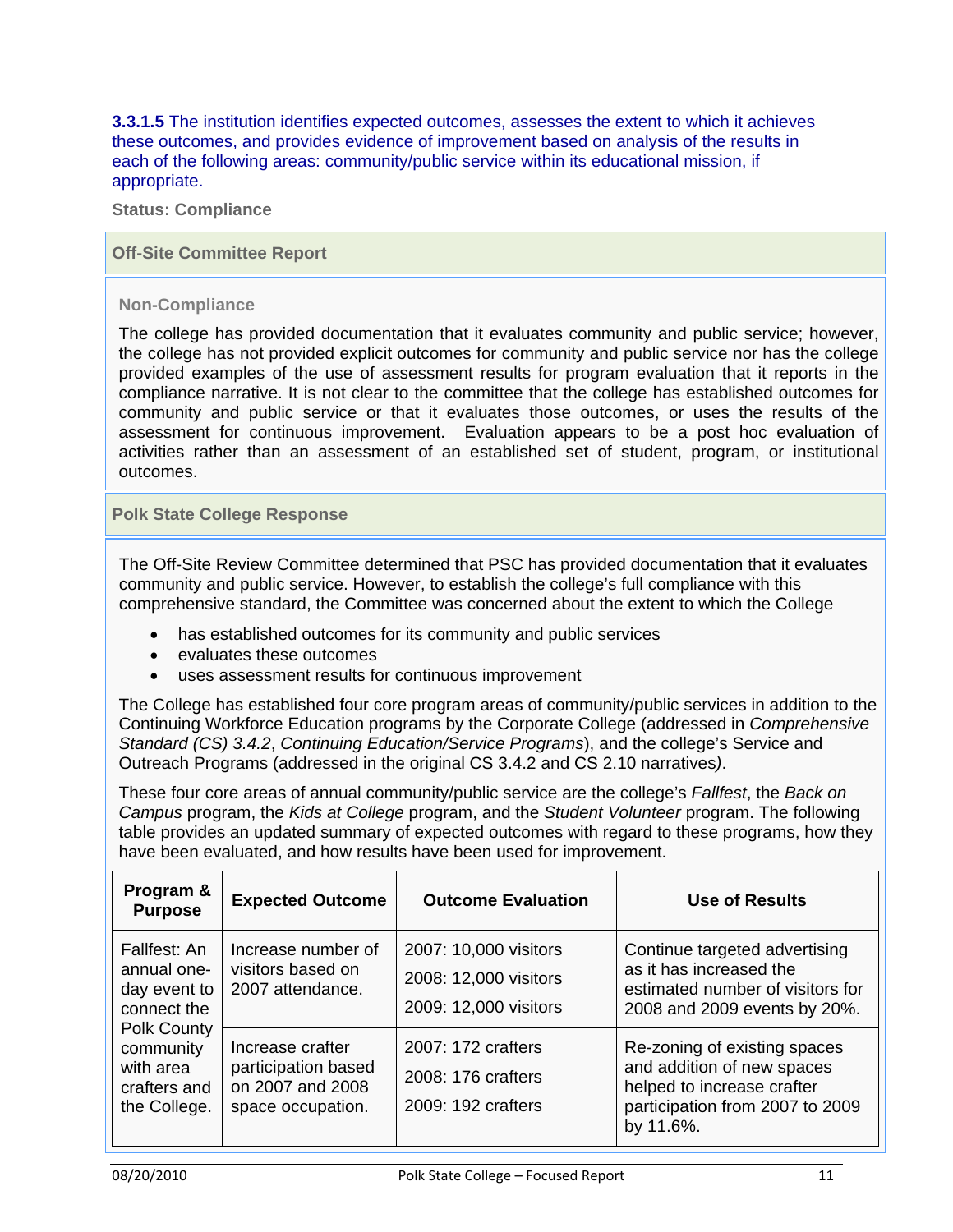**3.3.1.5** The institution identifies expected outcomes, assesses the extent to which it achieves these outcomes, and provides evidence of improvement based on analysis of the results in each of the following areas: community/public service within its educational mission, if appropriate.

**Status: Compliance**

**Off-Site Committee Report**

**Non-Compliance**

The college has provided documentation that it evaluates community and public service; however, the college has not provided explicit outcomes for community and public service nor has the college provided examples of the use of assessment results for program evaluation that it reports in the compliance narrative. It is not clear to the committee that the college has established outcomes for community and public service or that it evaluates those outcomes, or uses the results of the assessment for continuous improvement. Evaluation appears to be a post hoc evaluation of activities rather than an assessment of an established set of student, program, or institutional outcomes.

**Polk State College Response**

The Off-Site Review Committee determined that PSC has provided documentation that it evaluates community and public service. However, to establish the college's full compliance with this comprehensive standard, the Committee was concerned about the extent to which the College

- has established outcomes for its community and public services
- evaluates these outcomes
- uses assessment results for continuous improvement

The College has established four core program areas of community/public services in addition to the Continuing Workforce Education programs by the Corporate College (addressed in *Comprehensive Standard (CS) 3.4.2*, *Continuing Education/Service Programs*), and the college's Service and Outreach Programs (addressed in the original CS 3.4.2 and CS 2.10 narratives*)*.

These four core areas of annual community/public service are the college's *Fallfest*, the *Back on Campus* program, the *Kids at College* program, and the *Student Volunteer* program. The following table provides an updated summary of expected outcomes with regard to these programs, how they have been evaluated, and how results have been used for improvement.

| Program & Purpose | Expected Outcome | Outcome Evaluation | Use of Results |
|---|---|---|---|
| Fallfest: An annual one-day event to connect the Polk County community with area crafters and the College. | Increase number of visitors based on 2007 attendance. | 2007: 10,000 visitors<br>2008: 12,000 visitors<br>2009: 12,000 visitors | Continue targeted advertising as it has increased the estimated number of visitors for 2008 and 2009 events by 20%. |
| | Increase crafter participation based on 2007 and 2008 space occupation. | 2007: 172 crafters<br>2008: 176 crafters<br>2009: 192 crafters | Re-zoning of existing spaces and addition of new spaces helped to increase crafter participation from 2007 to 2009 by 11.6%. |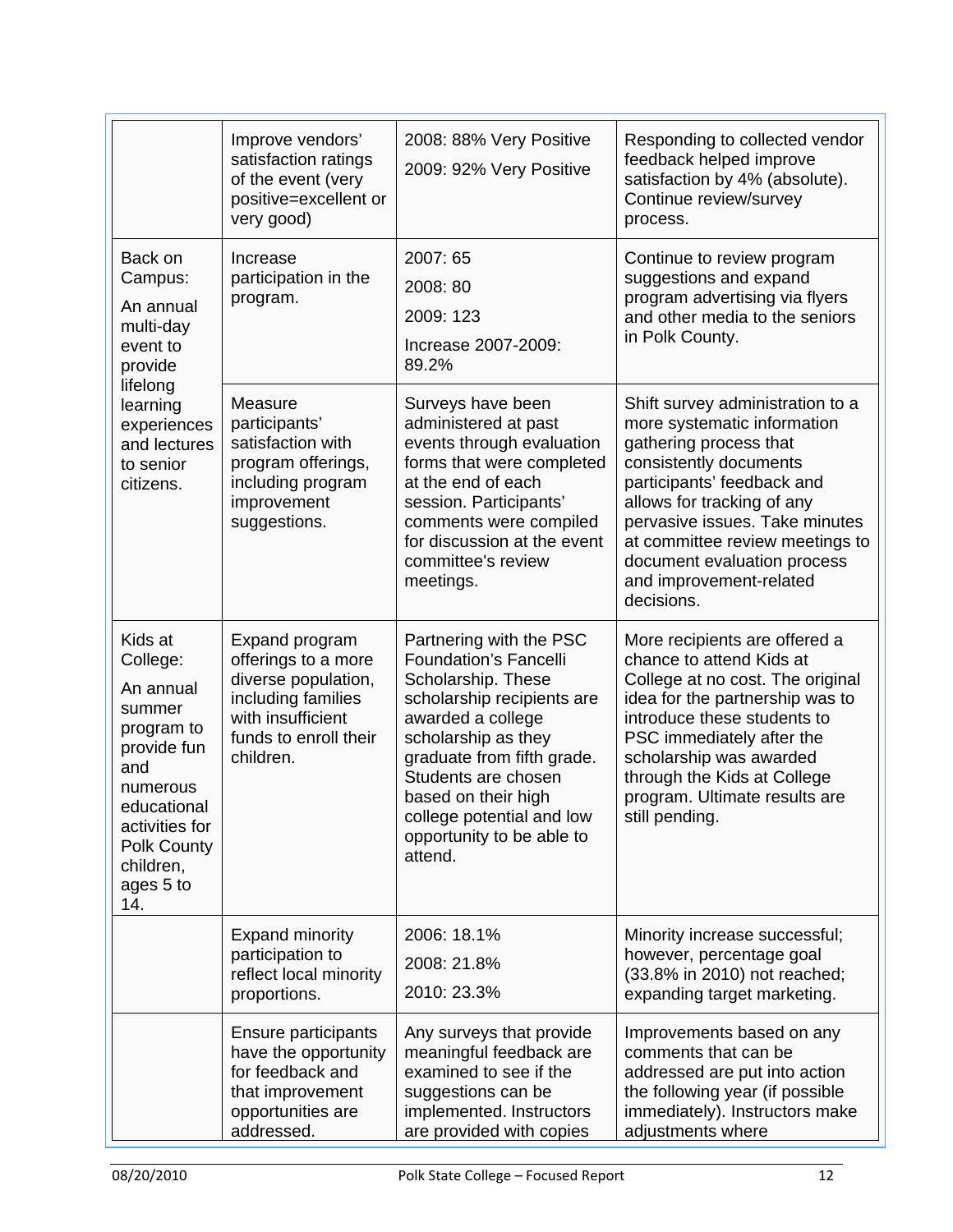| | | | |
|---|---|---|---|
| | Improve vendors' satisfaction ratings of the event (very positive=excellent or very good) | 2008: 88% Very Positive<br>2009: 92% Very Positive | Responding to collected vendor feedback helped improve satisfaction by 4% (absolute). Continue review/survey process. |
| Back on Campus:<br>An annual multi-day event to provide lifelong learning experiences and lectures to senior citizens. | Increase participation in the program. | 2007: 65<br>2008: 80<br>2009: 123<br>Increase 2007-2009: 89.2% | Continue to review program suggestions and expand program advertising via flyers and other media to the seniors in Polk County. |
| | Measure participants' satisfaction with program offerings, including program improvement suggestions. | Surveys have been administered at past events through evaluation forms that were completed at the end of each session. Participants' comments were compiled for discussion at the event committee's review meetings. | Shift survey administration to a more systematic information gathering process that consistently documents participants' feedback and allows for tracking of any pervasive issues. Take minutes at committee review meetings to document evaluation process and improvement-related decisions. |
| Kids at College:<br>An annual summer program to provide fun and numerous educational activities for Polk County children, ages 5 to 14. | Expand program offerings to a more diverse population, including families with insufficient funds to enroll their children. | Partnering with the PSC Foundation's Fancelli Scholarship. These scholarship recipients are awarded a college scholarship as they graduate from fifth grade. Students are chosen based on their high college potential and low opportunity to be able to attend. | More recipients are offered a chance to attend Kids at College at no cost. The original idea for the partnership was to introduce these students to PSC immediately after the scholarship was awarded through the Kids at College program. Ultimate results are still pending. |
| | Expand minority participation to reflect local minority proportions. | 2006: 18.1%<br>2008: 21.8%<br>2010: 23.3% | Minority increase successful; however, percentage goal (33.8% in 2010) not reached; expanding target marketing. |
| | Ensure participants have the opportunity for feedback and that improvement opportunities are addressed. | Any surveys that provide meaningful feedback are examined to see if the suggestions can be implemented. Instructors are provided with copies | Improvements based on any comments that can be addressed are put into action the following year (if possible immediately). Instructors make adjustments where |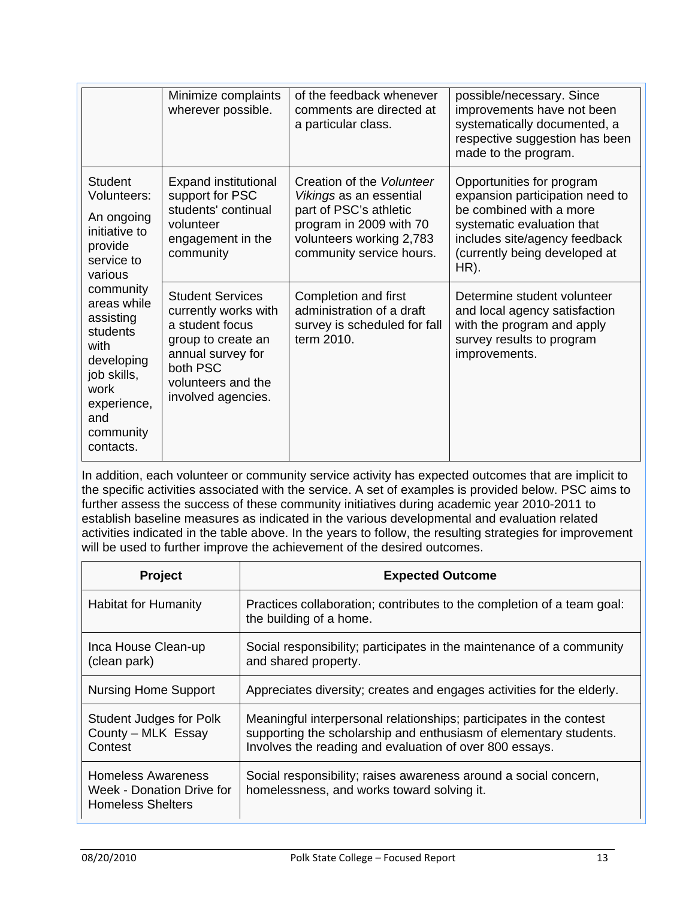| | | | |
|---|---|---|---|
| | Minimize complaints wherever possible. | of the feedback whenever comments are directed at a particular class. | possible/necessary. Since improvements have not been systematically documented, a respective suggestion has been made to the program. |
| Student Volunteers: An ongoing initiative to provide service to various community areas while assisting students with developing job skills, work experience, and community contacts. | Expand institutional support for PSC students' continual volunteer engagement in the community | Creation of the *Volunteer Vikings* as an essential part of PSC's athletic program in 2009 with 70 volunteers working 2,783 community service hours. | Opportunities for program expansion participation need to be combined with a more systematic evaluation that includes site/agency feedback (currently being developed at HR). |
| | Student Services currently works with a student focus group to create an annual survey for both PSC volunteers and the involved agencies. | Completion and first administration of a draft survey is scheduled for fall term 2010. | Determine student volunteer and local agency satisfaction with the program and apply survey results to program improvements. |

In addition, each volunteer or community service activity has expected outcomes that are implicit to the specific activities associated with the service. A set of examples is provided below. PSC aims to further assess the success of these community initiatives during academic year 2010-2011 to establish baseline measures as indicated in the various developmental and evaluation related activities indicated in the table above. In the years to follow, the resulting strategies for improvement will be used to further improve the achievement of the desired outcomes.

| Project | Expected Outcome |
|---|---|
| Habitat for Humanity | Practices collaboration; contributes to the completion of a team goal: the building of a home. |
| Inca House Clean-up (clean park) | Social responsibility; participates in the maintenance of a community and shared property. |
| Nursing Home Support | Appreciates diversity; creates and engages activities for the elderly. |
| Student Judges for Polk County – MLK Essay Contest | Meaningful interpersonal relationships; participates in the contest supporting the scholarship and enthusiasm of elementary students. Involves the reading and evaluation of over 800 essays. |
| Homeless Awareness Week - Donation Drive for Homeless Shelters | Social responsibility; raises awareness around a social concern, homelessness, and works toward solving it. |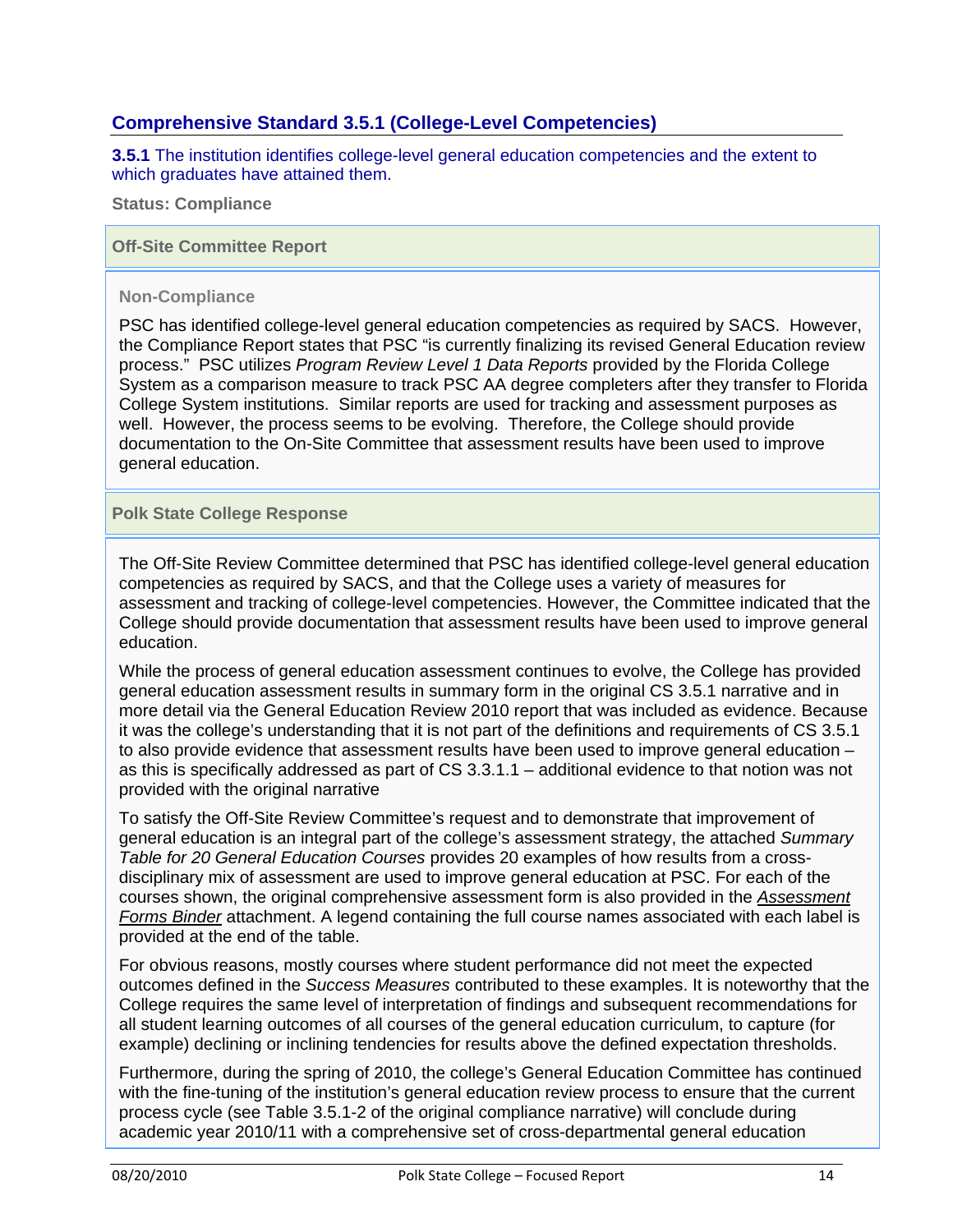## Comprehensive Standard 3.5.1 (College-Level Competencies)

**3.5.1** The institution identifies college-level general education competencies and the extent to which graduates have attained them.

**Status: Compliance**

### Off-Site Committee Report

**Non-Compliance**

PSC has identified college-level general education competencies as required by SACS. However, the Compliance Report states that PSC "is currently finalizing its revised General Education review process." PSC utilizes *Program Review Level 1 Data Reports* provided by the Florida College System as a comparison measure to track PSC AA degree completers after they transfer to Florida College System institutions. Similar reports are used for tracking and assessment purposes as well. However, the process seems to be evolving. Therefore, the College should provide documentation to the On-Site Committee that assessment results have been used to improve general education.

### Polk State College Response

The Off-Site Review Committee determined that PSC has identified college-level general education competencies as required by SACS, and that the College uses a variety of measures for assessment and tracking of college-level competencies. However, the Committee indicated that the College should provide documentation that assessment results have been used to improve general education.

While the process of general education assessment continues to evolve, the College has provided general education assessment results in summary form in the original CS 3.5.1 narrative and in more detail via the General Education Review 2010 report that was included as evidence. Because it was the college's understanding that it is not part of the definitions and requirements of CS 3.5.1 to also provide evidence that assessment results have been used to improve general education – as this is specifically addressed as part of CS 3.3.1.1 – additional evidence to that notion was not provided with the original narrative

To satisfy the Off-Site Review Committee's request and to demonstrate that improvement of general education is an integral part of the college's assessment strategy, the attached *Summary Table for 20 General Education Courses* provides 20 examples of how results from a cross-disciplinary mix of assessment are used to improve general education at PSC. For each of the courses shown, the original comprehensive assessment form is also provided in the *Assessment Forms Binder* attachment. A legend containing the full course names associated with each label is provided at the end of the table.

For obvious reasons, mostly courses where student performance did not meet the expected outcomes defined in the *Success Measures* contributed to these examples. It is noteworthy that the College requires the same level of interpretation of findings and subsequent recommendations for all student learning outcomes of all courses of the general education curriculum, to capture (for example) declining or inclining tendencies for results above the defined expectation thresholds.

Furthermore, during the spring of 2010, the college's General Education Committee has continued with the fine-tuning of the institution's general education review process to ensure that the current process cycle (see Table 3.5.1-2 of the original compliance narrative) will conclude during academic year 2010/11 with a comprehensive set of cross-departmental general education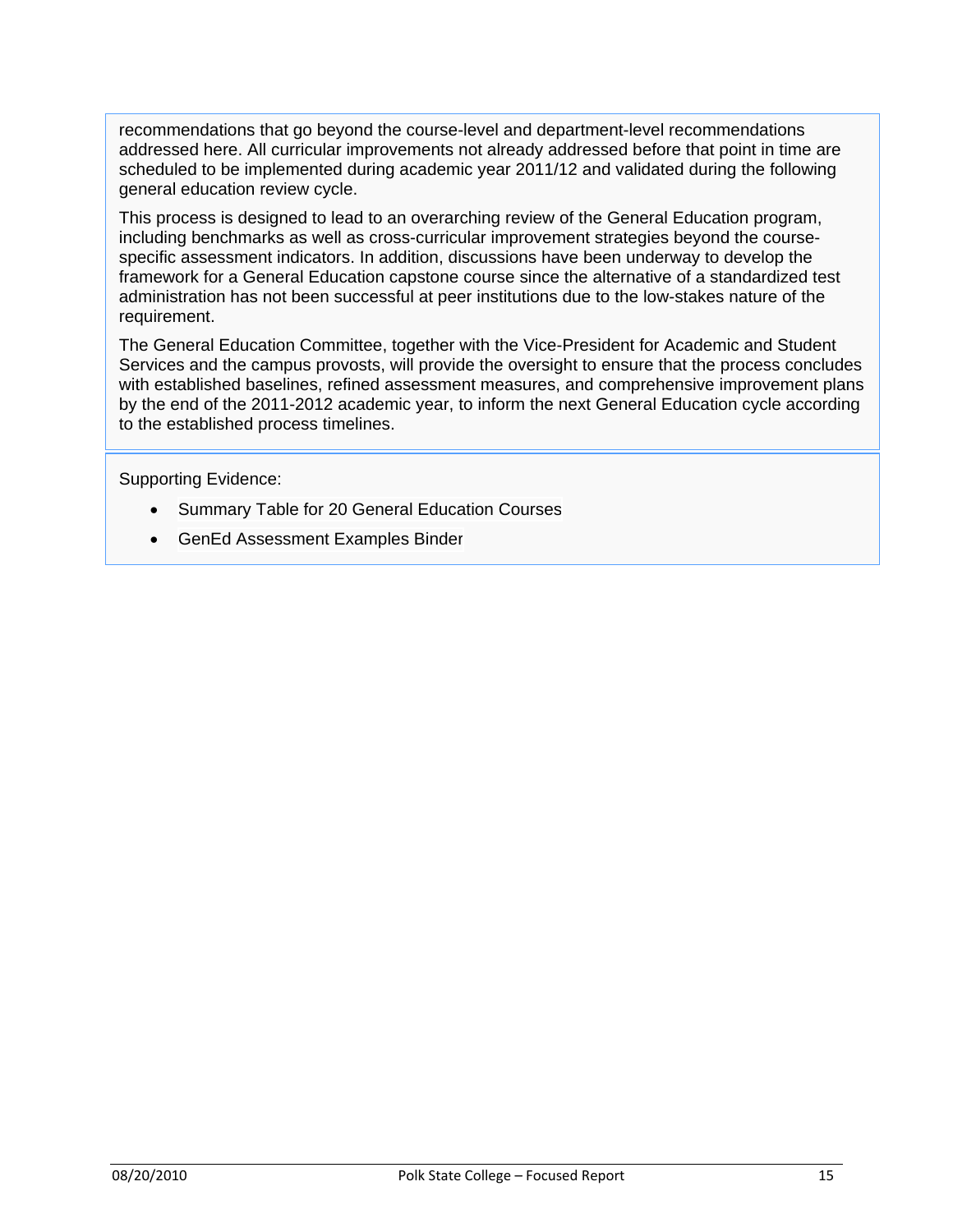recommendations that go beyond the course-level and department-level recommendations addressed here. All curricular improvements not already addressed before that point in time are scheduled to be implemented during academic year 2011/12 and validated during the following general education review cycle.

This process is designed to lead to an overarching review of the General Education program, including benchmarks as well as cross-curricular improvement strategies beyond the course-specific assessment indicators. In addition, discussions have been underway to develop the framework for a General Education capstone course since the alternative of a standardized test administration has not been successful at peer institutions due to the low-stakes nature of the requirement.

The General Education Committee, together with the Vice-President for Academic and Student Services and the campus provosts, will provide the oversight to ensure that the process concludes with established baselines, refined assessment measures, and comprehensive improvement plans by the end of the 2011-2012 academic year, to inform the next General Education cycle according to the established process timelines.

Supporting Evidence:

- Summary Table for 20 General Education Courses
- GenEd Assessment Examples Binder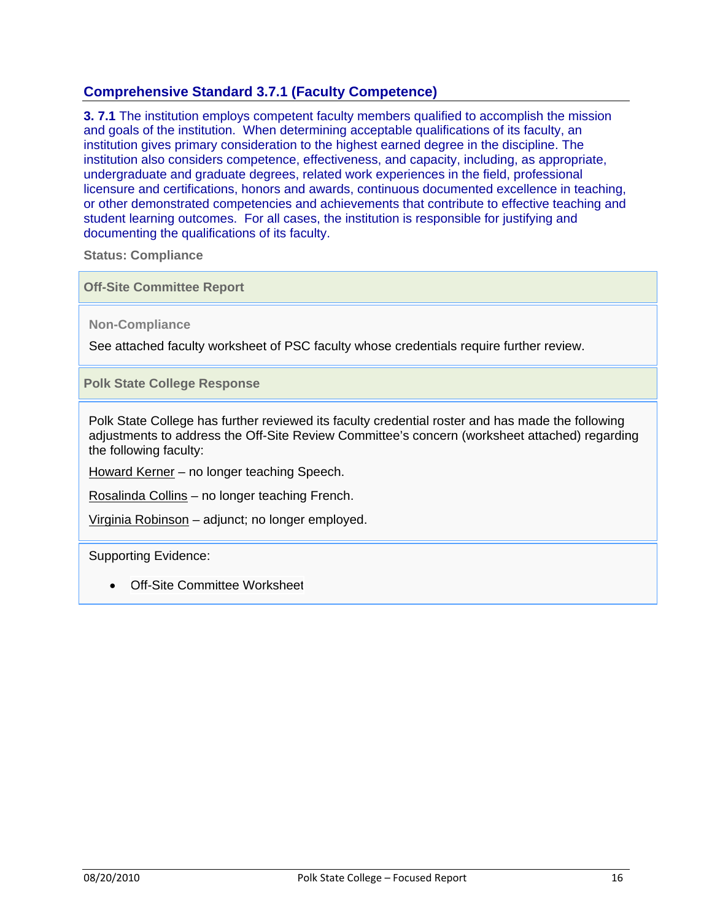## Comprehensive Standard 3.7.1 (Faculty Competence)

**3. 7.1** The institution employs competent faculty members qualified to accomplish the mission and goals of the institution. When determining acceptable qualifications of its faculty, an institution gives primary consideration to the highest earned degree in the discipline. The institution also considers competence, effectiveness, and capacity, including, as appropriate, undergraduate and graduate degrees, related work experiences in the field, professional licensure and certifications, honors and awards, continuous documented excellence in teaching, or other demonstrated competencies and achievements that contribute to effective teaching and student learning outcomes. For all cases, the institution is responsible for justifying and documenting the qualifications of its faculty.

**Status: Compliance**

**Off-Site Committee Report**

**Non-Compliance**

See attached faculty worksheet of PSC faculty whose credentials require further review.

**Polk State College Response**

Polk State College has further reviewed its faculty credential roster and has made the following adjustments to address the Off-Site Review Committee's concern (worksheet attached) regarding the following faculty:

Howard Kerner – no longer teaching Speech.

Rosalinda Collins – no longer teaching French.

Virginia Robinson – adjunct; no longer employed.

Supporting Evidence:

- Off-Site Committee Worksheet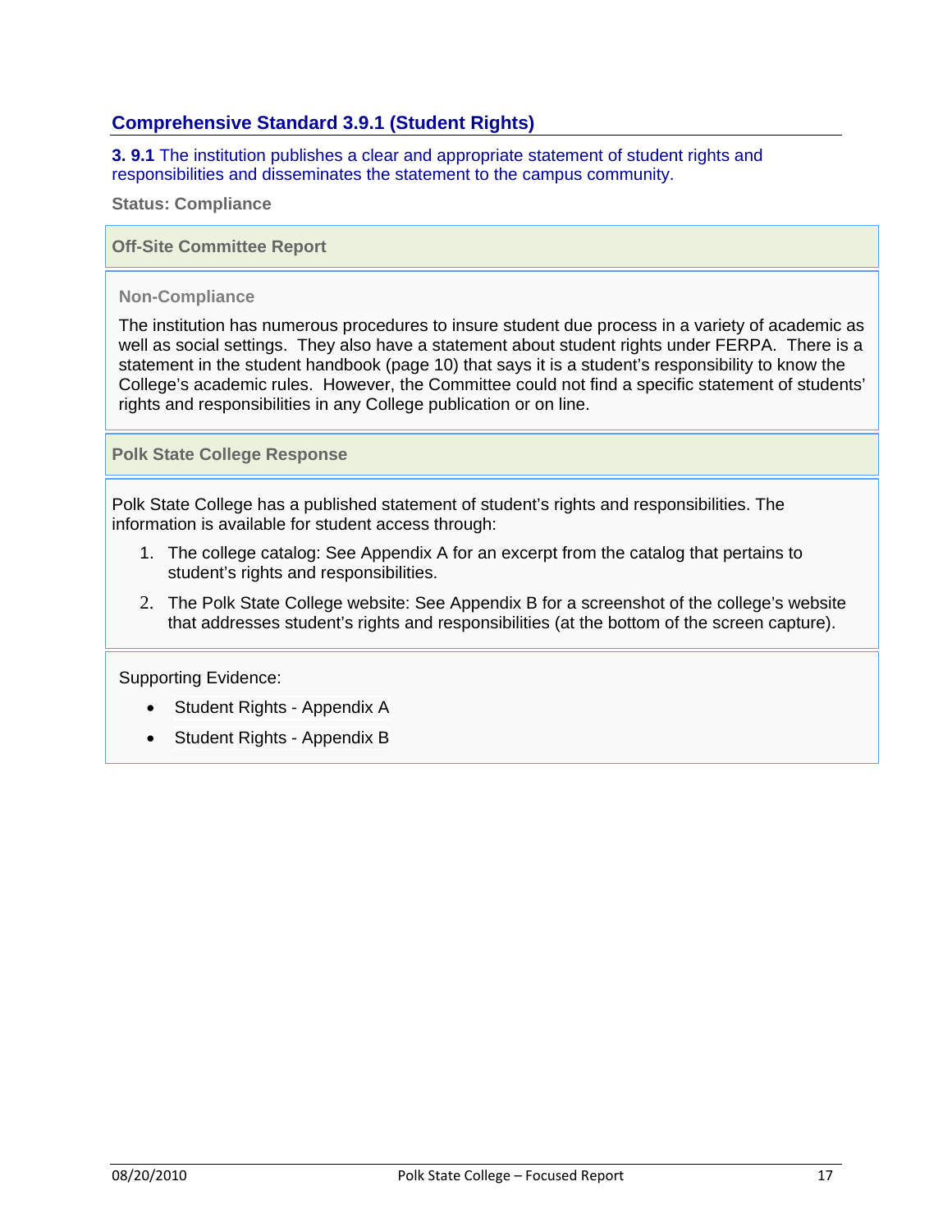## Comprehensive Standard 3.9.1 (Student Rights)

**3. 9.1** The institution publishes a clear and appropriate statement of student rights and responsibilities and disseminates the statement to the campus community.

**Status: Compliance**

### Off-Site Committee Report

**Non-Compliance**

The institution has numerous procedures to insure student due process in a variety of academic as well as social settings. They also have a statement about student rights under FERPA. There is a statement in the student handbook (page 10) that says it is a student's responsibility to know the College's academic rules. However, the Committee could not find a specific statement of students' rights and responsibilities in any College publication or on line.

### Polk State College Response

Polk State College has a published statement of student's rights and responsibilities. The information is available for student access through:

1. The college catalog: See Appendix A for an excerpt from the catalog that pertains to student's rights and responsibilities.
2. The Polk State College website: See Appendix B for a screenshot of the college's website that addresses student's rights and responsibilities (at the bottom of the screen capture).

Supporting Evidence:

- Student Rights - Appendix A
- Student Rights - Appendix B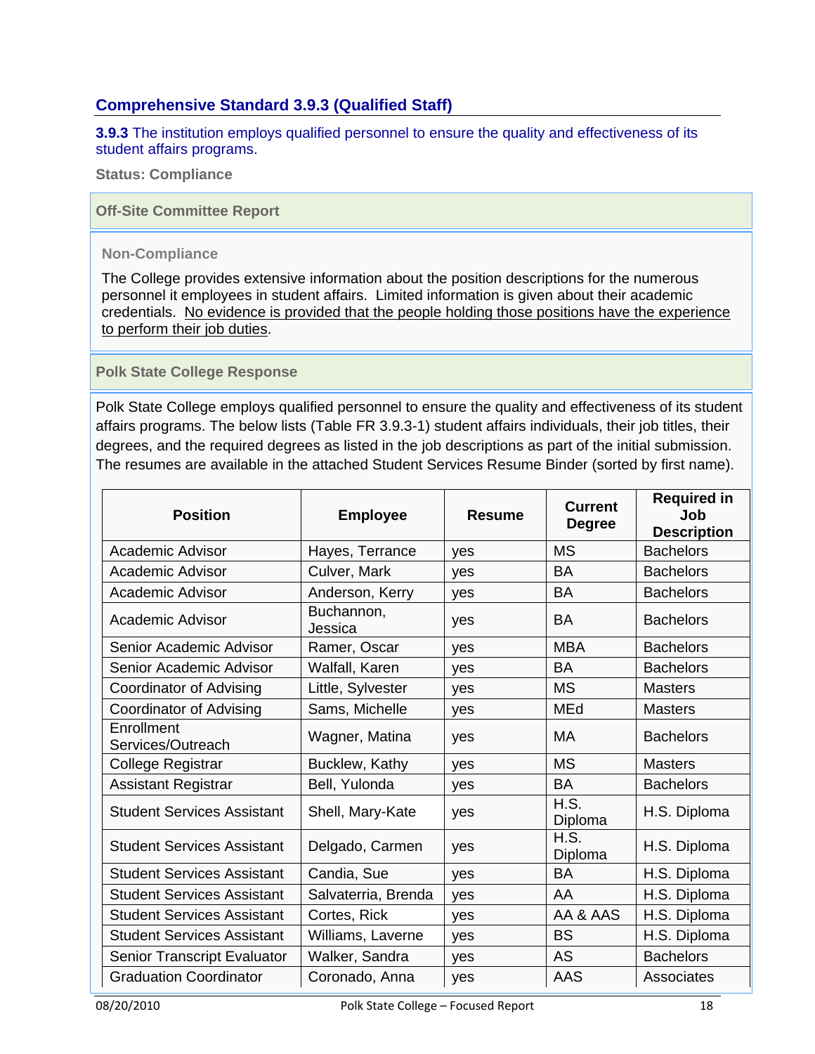## Comprehensive Standard 3.9.3 (Qualified Staff)

**3.9.3** The institution employs qualified personnel to ensure the quality and effectiveness of its student affairs programs.

**Status: Compliance**

### Off-Site Committee Report

**Non-Compliance**

The College provides extensive information about the position descriptions for the numerous personnel it employees in student affairs. Limited information is given about their academic credentials. No evidence is provided that the people holding those positions have the experience to perform their job duties.

### Polk State College Response

Polk State College employs qualified personnel to ensure the quality and effectiveness of its student affairs programs. The below lists (Table FR 3.9.3-1) student affairs individuals, their job titles, their degrees, and the required degrees as listed in the job descriptions as part of the initial submission. The resumes are available in the attached Student Services Resume Binder (sorted by first name).

| Position | Employee | Resume | Current Degree | Required in Job Description |
|---|---|---|---|---|
| Academic Advisor | Hayes, Terrance | yes | MS | Bachelors |
| Academic Advisor | Culver, Mark | yes | BA | Bachelors |
| Academic Advisor | Anderson, Kerry | yes | BA | Bachelors |
| Academic Advisor | Buchannon, Jessica | yes | BA | Bachelors |
| Senior Academic Advisor | Ramer, Oscar | yes | MBA | Bachelors |
| Senior Academic Advisor | Walfall, Karen | yes | BA | Bachelors |
| Coordinator of Advising | Little, Sylvester | yes | MS | Masters |
| Coordinator of Advising | Sams, Michelle | yes | MEd | Masters |
| Enrollment Services/Outreach | Wagner, Matina | yes | MA | Bachelors |
| College Registrar | Bucklew, Kathy | yes | MS | Masters |
| Assistant Registrar | Bell, Yulonda | yes | BA | Bachelors |
| Student Services Assistant | Shell, Mary-Kate | yes | H.S. Diploma | H.S. Diploma |
| Student Services Assistant | Delgado, Carmen | yes | H.S. Diploma | H.S. Diploma |
| Student Services Assistant | Candia, Sue | yes | BA | H.S. Diploma |
| Student Services Assistant | Salvaterria, Brenda | yes | AA | H.S. Diploma |
| Student Services Assistant | Cortes, Rick | yes | AA & AAS | H.S. Diploma |
| Student Services Assistant | Williams, Laverne | yes | BS | H.S. Diploma |
| Senior Transcript Evaluator | Walker, Sandra | yes | AS | Bachelors |
| Graduation Coordinator | Coronado, Anna | yes | AAS | Associates |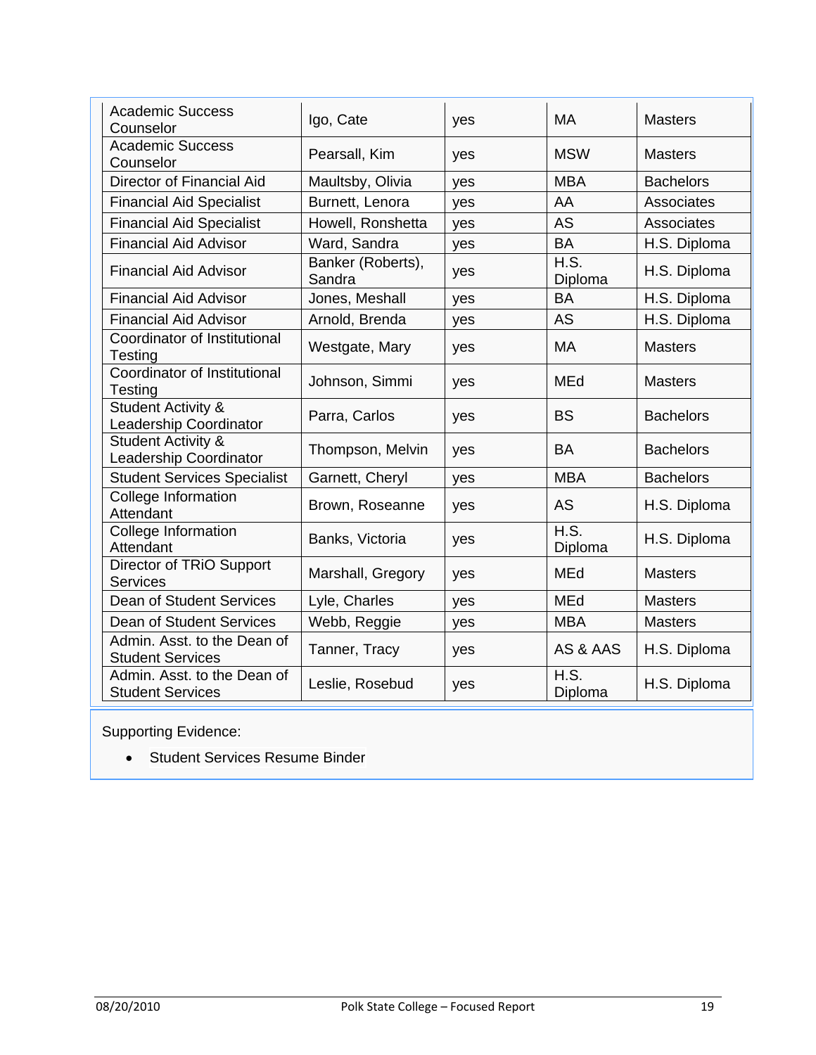| | | | | |
|---|---|---|---|---|
| Academic Success Counselor | Igo, Cate | yes | MA | Masters |
| Academic Success Counselor | Pearsall, Kim | yes | MSW | Masters |
| Director of Financial Aid | Maultsby, Olivia | yes | MBA | Bachelors |
| Financial Aid Specialist | Burnett, Lenora | yes | AA | Associates |
| Financial Aid Specialist | Howell, Ronshetta | yes | AS | Associates |
| Financial Aid Advisor | Ward, Sandra | yes | BA | H.S. Diploma |
| Financial Aid Advisor | Banker (Roberts), Sandra | yes | H.S. Diploma | H.S. Diploma |
| Financial Aid Advisor | Jones, Meshall | yes | BA | H.S. Diploma |
| Financial Aid Advisor | Arnold, Brenda | yes | AS | H.S. Diploma |
| Coordinator of Institutional Testing | Westgate, Mary | yes | MA | Masters |
| Coordinator of Institutional Testing | Johnson, Simmi | yes | MEd | Masters |
| Student Activity & Leadership Coordinator | Parra, Carlos | yes | BS | Bachelors |
| Student Activity & Leadership Coordinator | Thompson, Melvin | yes | BA | Bachelors |
| Student Services Specialist | Garnett, Cheryl | yes | MBA | Bachelors |
| College Information Attendant | Brown, Roseanne | yes | AS | H.S. Diploma |
| College Information Attendant | Banks, Victoria | yes | H.S. Diploma | H.S. Diploma |
| Director of TRiO Support Services | Marshall, Gregory | yes | MEd | Masters |
| Dean of Student Services | Lyle, Charles | yes | MEd | Masters |
| Dean of Student Services | Webb, Reggie | yes | MBA | Masters |
| Admin. Asst. to the Dean of Student Services | Tanner, Tracy | yes | AS & AAS | H.S. Diploma |
| Admin. Asst. to the Dean of Student Services | Leslie, Rosebud | yes | H.S. Diploma | H.S. Diploma |

Supporting Evidence:

- Student Services Resume Binder